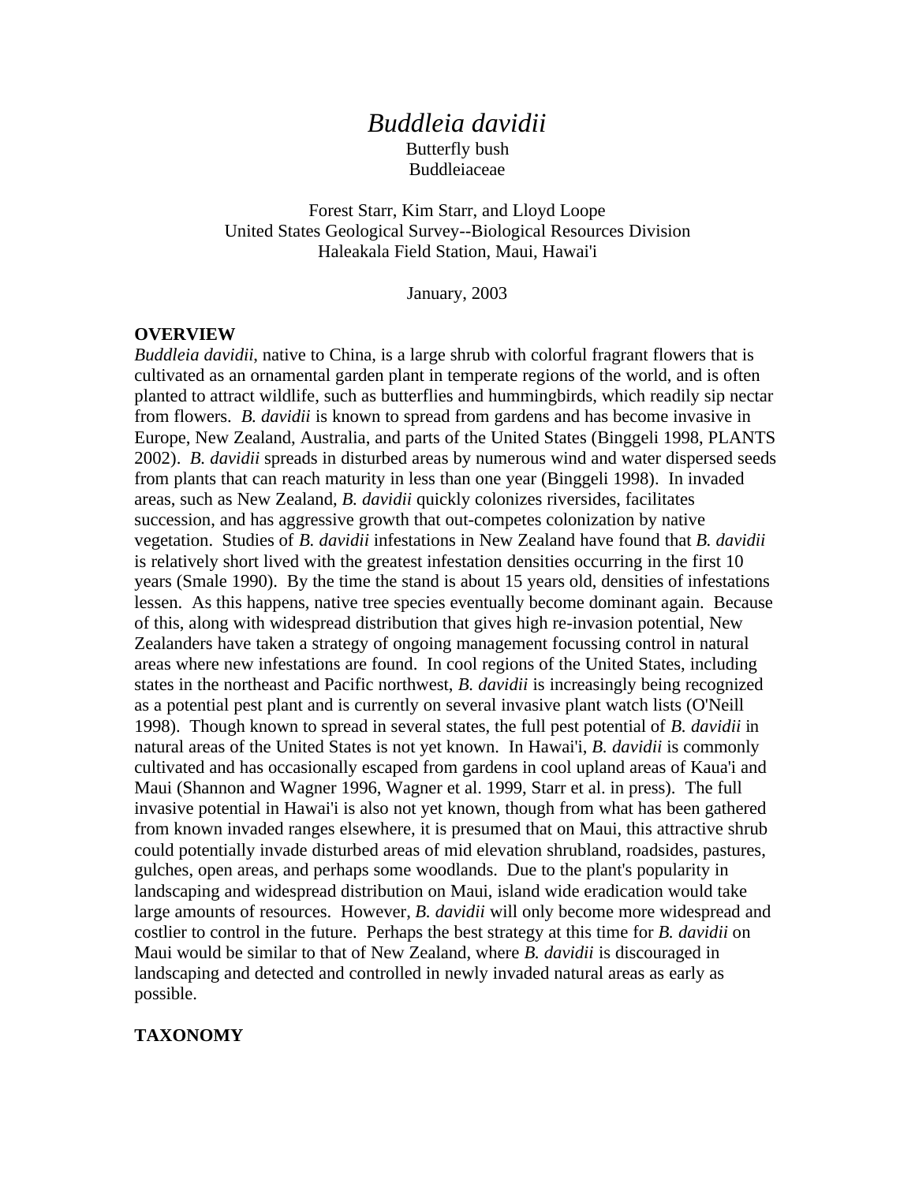# *Buddleia davidii*

Butterfly bush
Buddleiaceae

Forest Starr, Kim Starr, and Lloyd Loope
United States Geological Survey--Biological Resources Division
Haleakala Field Station, Maui, Hawai'i

January, 2003

**OVERVIEW**

*Buddleia davidii*, native to China, is a large shrub with colorful fragrant flowers that is cultivated as an ornamental garden plant in temperate regions of the world, and is often planted to attract wildlife, such as butterflies and hummingbirds, which readily sip nectar from flowers. *B. davidii* is known to spread from gardens and has become invasive in Europe, New Zealand, Australia, and parts of the United States (Binggeli 1998, PLANTS 2002). *B. davidii* spreads in disturbed areas by numerous wind and water dispersed seeds from plants that can reach maturity in less than one year (Binggeli 1998). In invaded areas, such as New Zealand, *B. davidii* quickly colonizes riversides, facilitates succession, and has aggressive growth that out-competes colonization by native vegetation. Studies of *B. davidii* infestations in New Zealand have found that *B. davidii* is relatively short lived with the greatest infestation densities occurring in the first 10 years (Smale 1990). By the time the stand is about 15 years old, densities of infestations lessen. As this happens, native tree species eventually become dominant again. Because of this, along with widespread distribution that gives high re-invasion potential, New Zealanders have taken a strategy of ongoing management focussing control in natural areas where new infestations are found. In cool regions of the United States, including states in the northeast and Pacific northwest, *B. davidii* is increasingly being recognized as a potential pest plant and is currently on several invasive plant watch lists (O'Neill 1998). Though known to spread in several states, the full pest potential of *B. davidii* in natural areas of the United States is not yet known. In Hawai'i, *B. davidii* is commonly cultivated and has occasionally escaped from gardens in cool upland areas of Kaua'i and Maui (Shannon and Wagner 1996, Wagner et al. 1999, Starr et al. in press). The full invasive potential in Hawai'i is also not yet known, though from what has been gathered from known invaded ranges elsewhere, it is presumed that on Maui, this attractive shrub could potentially invade disturbed areas of mid elevation shrubland, roadsides, pastures, gulches, open areas, and perhaps some woodlands. Due to the plant's popularity in landscaping and widespread distribution on Maui, island wide eradication would take large amounts of resources. However, *B. davidii* will only become more widespread and costlier to control in the future. Perhaps the best strategy at this time for *B. davidii* on Maui would be similar to that of New Zealand, where *B. davidii* is discouraged in landscaping and detected and controlled in newly invaded natural areas as early as possible.

**TAXONOMY**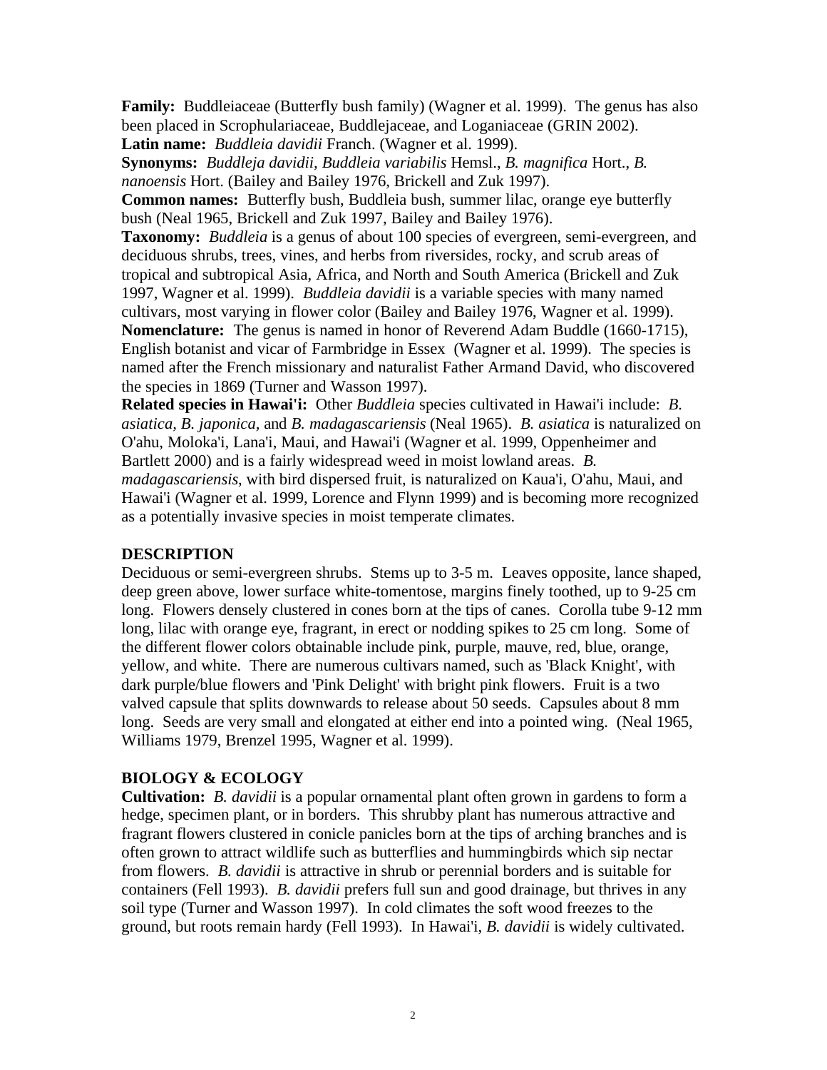**Family:** Buddleiaceae (Butterfly bush family) (Wagner et al. 1999). The genus has also been placed in Scrophulariaceae, Buddlejaceae, and Loganiaceae (GRIN 2002).

**Latin name:** *Buddleia davidii* Franch. (Wagner et al. 1999).

**Synonyms:** *Buddleja davidii, Buddleia variabilis* Hemsl., *B. magnifica* Hort., *B. nanoensis* Hort. (Bailey and Bailey 1976, Brickell and Zuk 1997).

**Common names:** Butterfly bush, Buddleia bush, summer lilac, orange eye butterfly bush (Neal 1965, Brickell and Zuk 1997, Bailey and Bailey 1976).

**Taxonomy:** *Buddleia* is a genus of about 100 species of evergreen, semi-evergreen, and deciduous shrubs, trees, vines, and herbs from riversides, rocky, and scrub areas of tropical and subtropical Asia, Africa, and North and South America (Brickell and Zuk 1997, Wagner et al. 1999). *Buddleia davidii* is a variable species with many named cultivars, most varying in flower color (Bailey and Bailey 1976, Wagner et al. 1999).

**Nomenclature:** The genus is named in honor of Reverend Adam Buddle (1660-1715), English botanist and vicar of Farmbridge in Essex (Wagner et al. 1999). The species is named after the French missionary and naturalist Father Armand David, who discovered the species in 1869 (Turner and Wasson 1997).

**Related species in Hawai'i:** Other *Buddleia* species cultivated in Hawai'i include: *B. asiatica, B. japonica,* and *B. madagascariensis* (Neal 1965). *B. asiatica* is naturalized on O'ahu, Moloka'i, Lana'i, Maui, and Hawai'i (Wagner et al. 1999, Oppenheimer and Bartlett 2000) and is a fairly widespread weed in moist lowland areas. *B. madagascariensis*, with bird dispersed fruit, is naturalized on Kaua'i, O'ahu, Maui, and Hawai'i (Wagner et al. 1999, Lorence and Flynn 1999) and is becoming more recognized as a potentially invasive species in moist temperate climates.

## DESCRIPTION

Deciduous or semi-evergreen shrubs. Stems up to 3-5 m. Leaves opposite, lance shaped, deep green above, lower surface white-tomentose, margins finely toothed, up to 9-25 cm long. Flowers densely clustered in cones born at the tips of canes. Corolla tube 9-12 mm long, lilac with orange eye, fragrant, in erect or nodding spikes to 25 cm long. Some of the different flower colors obtainable include pink, purple, mauve, red, blue, orange, yellow, and white. There are numerous cultivars named, such as 'Black Knight', with dark purple/blue flowers and 'Pink Delight' with bright pink flowers. Fruit is a two valved capsule that splits downwards to release about 50 seeds. Capsules about 8 mm long. Seeds are very small and elongated at either end into a pointed wing. (Neal 1965, Williams 1979, Brenzel 1995, Wagner et al. 1999).

## BIOLOGY & ECOLOGY

**Cultivation:** *B. davidii* is a popular ornamental plant often grown in gardens to form a hedge, specimen plant, or in borders. This shrubby plant has numerous attractive and fragrant flowers clustered in conicle panicles born at the tips of arching branches and is often grown to attract wildlife such as butterflies and hummingbirds which sip nectar from flowers. *B. davidii* is attractive in shrub or perennial borders and is suitable for containers (Fell 1993). *B. davidii* prefers full sun and good drainage, but thrives in any soil type (Turner and Wasson 1997). In cold climates the soft wood freezes to the ground, but roots remain hardy (Fell 1993). In Hawai'i, *B. davidii* is widely cultivated.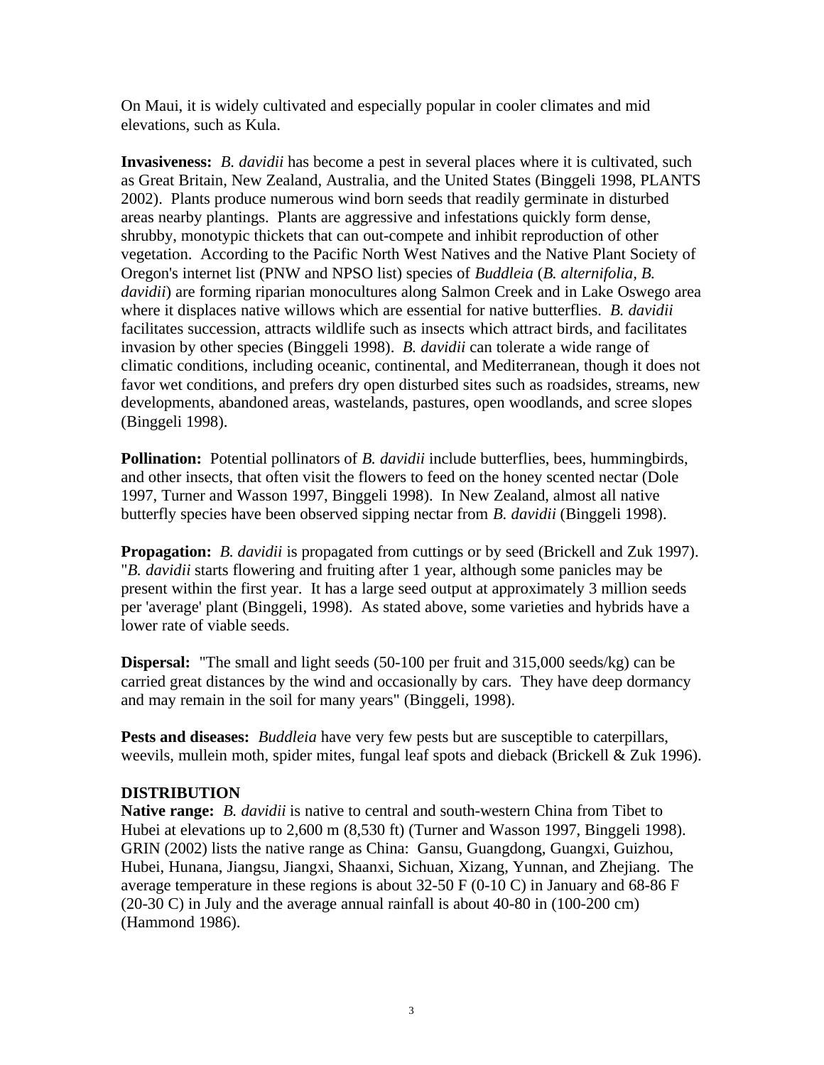On Maui, it is widely cultivated and especially popular in cooler climates and mid elevations, such as Kula.

**Invasiveness:** *B. davidii* has become a pest in several places where it is cultivated, such as Great Britain, New Zealand, Australia, and the United States (Binggeli 1998, PLANTS 2002). Plants produce numerous wind born seeds that readily germinate in disturbed areas nearby plantings. Plants are aggressive and infestations quickly form dense, shrubby, monotypic thickets that can out-compete and inhibit reproduction of other vegetation. According to the Pacific North West Natives and the Native Plant Society of Oregon's internet list (PNW and NPSO list) species of *Buddleia* (*B. alternifolia, B. davidii*) are forming riparian monocultures along Salmon Creek and in Lake Oswego area where it displaces native willows which are essential for native butterflies. *B. davidii* facilitates succession, attracts wildlife such as insects which attract birds, and facilitates invasion by other species (Binggeli 1998). *B. davidii* can tolerate a wide range of climatic conditions, including oceanic, continental, and Mediterranean, though it does not favor wet conditions, and prefers dry open disturbed sites such as roadsides, streams, new developments, abandoned areas, wastelands, pastures, open woodlands, and scree slopes (Binggeli 1998).

**Pollination:** Potential pollinators of *B. davidii* include butterflies, bees, hummingbirds, and other insects, that often visit the flowers to feed on the honey scented nectar (Dole 1997, Turner and Wasson 1997, Binggeli 1998). In New Zealand, almost all native butterfly species have been observed sipping nectar from *B. davidii* (Binggeli 1998).

**Propagation:** *B. davidii* is propagated from cuttings or by seed (Brickell and Zuk 1997). "*B. davidii* starts flowering and fruiting after 1 year, although some panicles may be present within the first year. It has a large seed output at approximately 3 million seeds per 'average' plant (Binggeli, 1998). As stated above, some varieties and hybrids have a lower rate of viable seeds.

**Dispersal:** "The small and light seeds (50-100 per fruit and 315,000 seeds/kg) can be carried great distances by the wind and occasionally by cars. They have deep dormancy and may remain in the soil for many years" (Binggeli, 1998).

**Pests and diseases:** *Buddleia* have very few pests but are susceptible to caterpillars, weevils, mullein moth, spider mites, fungal leaf spots and dieback (Brickell & Zuk 1996).

## DISTRIBUTION

**Native range:** *B. davidii* is native to central and south-western China from Tibet to Hubei at elevations up to 2,600 m (8,530 ft) (Turner and Wasson 1997, Binggeli 1998). GRIN (2002) lists the native range as China: Gansu, Guangdong, Guangxi, Guizhou, Hubei, Hunana, Jiangsu, Jiangxi, Shaanxi, Sichuan, Xizang, Yunnan, and Zhejiang. The average temperature in these regions is about 32-50 F (0-10 C) in January and 68-86 F (20-30 C) in July and the average annual rainfall is about 40-80 in (100-200 cm) (Hammond 1986).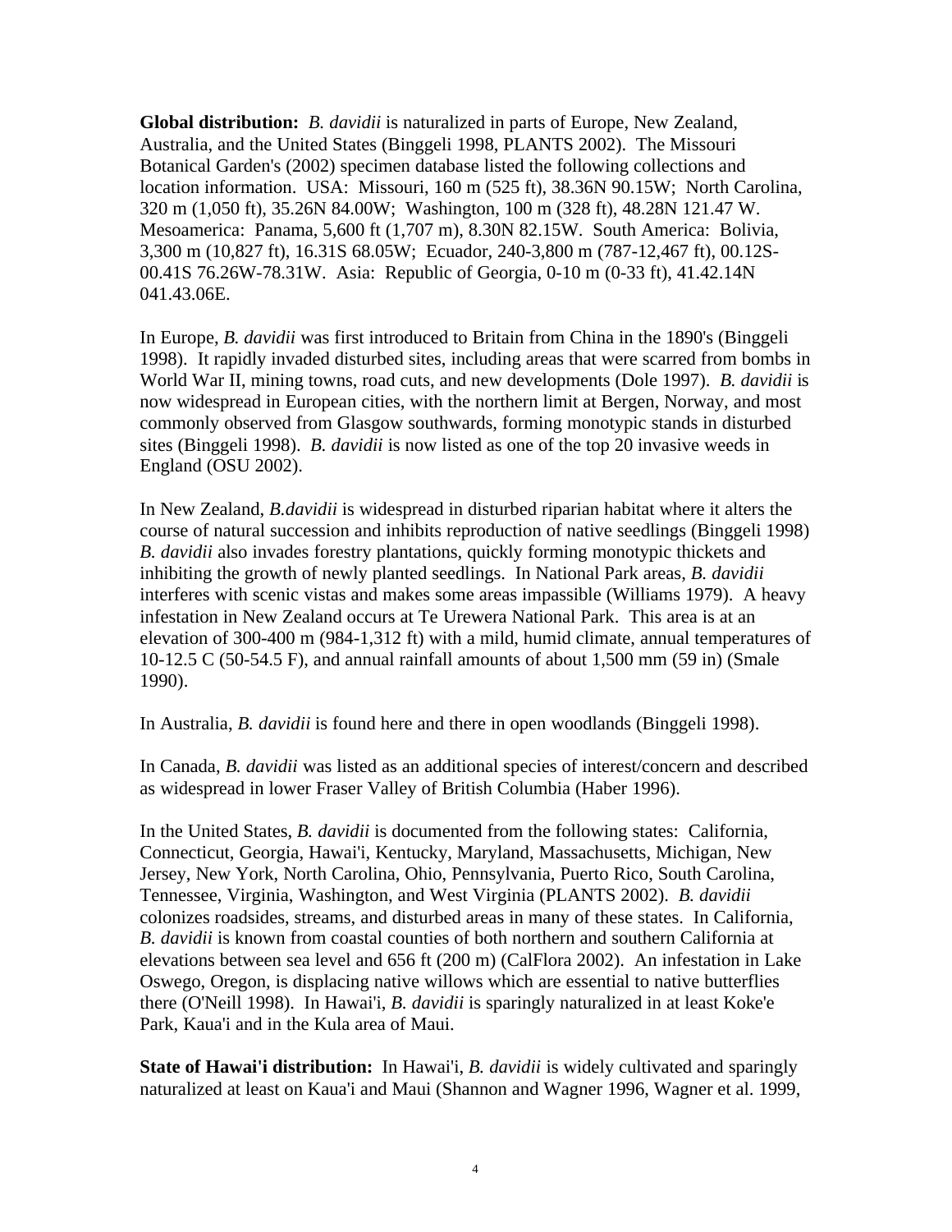**Global distribution:** *B. davidii* is naturalized in parts of Europe, New Zealand, Australia, and the United States (Binggeli 1998, PLANTS 2002). The Missouri Botanical Garden's (2002) specimen database listed the following collections and location information. USA: Missouri, 160 m (525 ft), 38.36N 90.15W; North Carolina, 320 m (1,050 ft), 35.26N 84.00W; Washington, 100 m (328 ft), 48.28N 121.47 W. Mesoamerica: Panama, 5,600 ft (1,707 m), 8.30N 82.15W. South America: Bolivia, 3,300 m (10,827 ft), 16.31S 68.05W; Ecuador, 240-3,800 m (787-12,467 ft), 00.12S-00.41S 76.26W-78.31W. Asia: Republic of Georgia, 0-10 m (0-33 ft), 41.42.14N 041.43.06E.

In Europe, *B. davidii* was first introduced to Britain from China in the 1890's (Binggeli 1998). It rapidly invaded disturbed sites, including areas that were scarred from bombs in World War II, mining towns, road cuts, and new developments (Dole 1997). *B. davidii* is now widespread in European cities, with the northern limit at Bergen, Norway, and most commonly observed from Glasgow southwards, forming monotypic stands in disturbed sites (Binggeli 1998). *B. davidii* is now listed as one of the top 20 invasive weeds in England (OSU 2002).

In New Zealand, *B.davidii* is widespread in disturbed riparian habitat where it alters the course of natural succession and inhibits reproduction of native seedlings (Binggeli 1998) *B. davidii* also invades forestry plantations, quickly forming monotypic thickets and inhibiting the growth of newly planted seedlings. In National Park areas, *B. davidii* interferes with scenic vistas and makes some areas impassible (Williams 1979). A heavy infestation in New Zealand occurs at Te Urewera National Park. This area is at an elevation of 300-400 m (984-1,312 ft) with a mild, humid climate, annual temperatures of 10-12.5 C (50-54.5 F), and annual rainfall amounts of about 1,500 mm (59 in) (Smale 1990).

In Australia, *B. davidii* is found here and there in open woodlands (Binggeli 1998).

In Canada, *B. davidii* was listed as an additional species of interest/concern and described as widespread in lower Fraser Valley of British Columbia (Haber 1996).

In the United States, *B. davidii* is documented from the following states: California, Connecticut, Georgia, Hawai'i, Kentucky, Maryland, Massachusetts, Michigan, New Jersey, New York, North Carolina, Ohio, Pennsylvania, Puerto Rico, South Carolina, Tennessee, Virginia, Washington, and West Virginia (PLANTS 2002). *B. davidii* colonizes roadsides, streams, and disturbed areas in many of these states. In California, *B. davidii* is known from coastal counties of both northern and southern California at elevations between sea level and 656 ft (200 m) (CalFlora 2002). An infestation in Lake Oswego, Oregon, is displacing native willows which are essential to native butterflies there (O'Neill 1998). In Hawai'i, *B. davidii* is sparingly naturalized in at least Koke'e Park, Kaua'i and in the Kula area of Maui.

**State of Hawai'i distribution:** In Hawai'i, *B. davidii* is widely cultivated and sparingly naturalized at least on Kaua'i and Maui (Shannon and Wagner 1996, Wagner et al. 1999,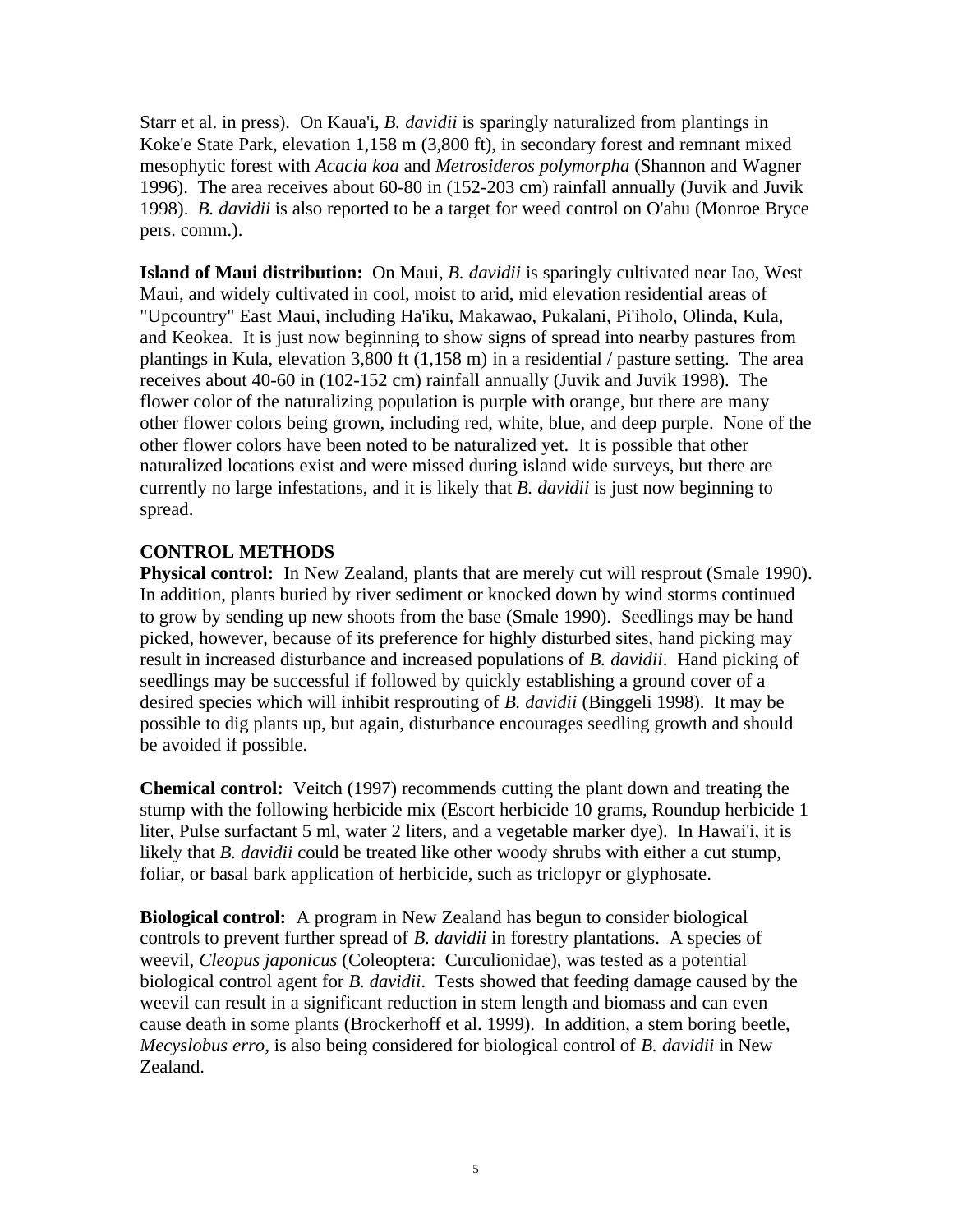Starr et al. in press). On Kaua'i, *B. davidii* is sparingly naturalized from plantings in Koke'e State Park, elevation 1,158 m (3,800 ft), in secondary forest and remnant mixed mesophytic forest with *Acacia koa* and *Metrosideros polymorpha* (Shannon and Wagner 1996). The area receives about 60-80 in (152-203 cm) rainfall annually (Juvik and Juvik 1998). *B. davidii* is also reported to be a target for weed control on O'ahu (Monroe Bryce pers. comm.).

**Island of Maui distribution:** On Maui, *B. davidii* is sparingly cultivated near Iao, West Maui, and widely cultivated in cool, moist to arid, mid elevation residential areas of "Upcountry" East Maui, including Ha'iku, Makawao, Pukalani, Pi'iholo, Olinda, Kula, and Keokea. It is just now beginning to show signs of spread into nearby pastures from plantings in Kula, elevation 3,800 ft (1,158 m) in a residential / pasture setting. The area receives about 40-60 in (102-152 cm) rainfall annually (Juvik and Juvik 1998). The flower color of the naturalizing population is purple with orange, but there are many other flower colors being grown, including red, white, blue, and deep purple. None of the other flower colors have been noted to be naturalized yet. It is possible that other naturalized locations exist and were missed during island wide surveys, but there are currently no large infestations, and it is likely that *B. davidii* is just now beginning to spread.

## CONTROL METHODS

**Physical control:** In New Zealand, plants that are merely cut will resprout (Smale 1990). In addition, plants buried by river sediment or knocked down by wind storms continued to grow by sending up new shoots from the base (Smale 1990). Seedlings may be hand picked, however, because of its preference for highly disturbed sites, hand picking may result in increased disturbance and increased populations of *B. davidii*. Hand picking of seedlings may be successful if followed by quickly establishing a ground cover of a desired species which will inhibit resprouting of *B. davidii* (Binggeli 1998). It may be possible to dig plants up, but again, disturbance encourages seedling growth and should be avoided if possible.

**Chemical control:** Veitch (1997) recommends cutting the plant down and treating the stump with the following herbicide mix (Escort herbicide 10 grams, Roundup herbicide 1 liter, Pulse surfactant 5 ml, water 2 liters, and a vegetable marker dye). In Hawai'i, it is likely that *B. davidii* could be treated like other woody shrubs with either a cut stump, foliar, or basal bark application of herbicide, such as triclopyr or glyphosate.

**Biological control:** A program in New Zealand has begun to consider biological controls to prevent further spread of *B. davidii* in forestry plantations. A species of weevil, *Cleopus japonicus* (Coleoptera: Curculionidae), was tested as a potential biological control agent for *B. davidii*. Tests showed that feeding damage caused by the weevil can result in a significant reduction in stem length and biomass and can even cause death in some plants (Brockerhoff et al. 1999). In addition, a stem boring beetle, *Mecyslobus erro*, is also being considered for biological control of *B. davidii* in New Zealand.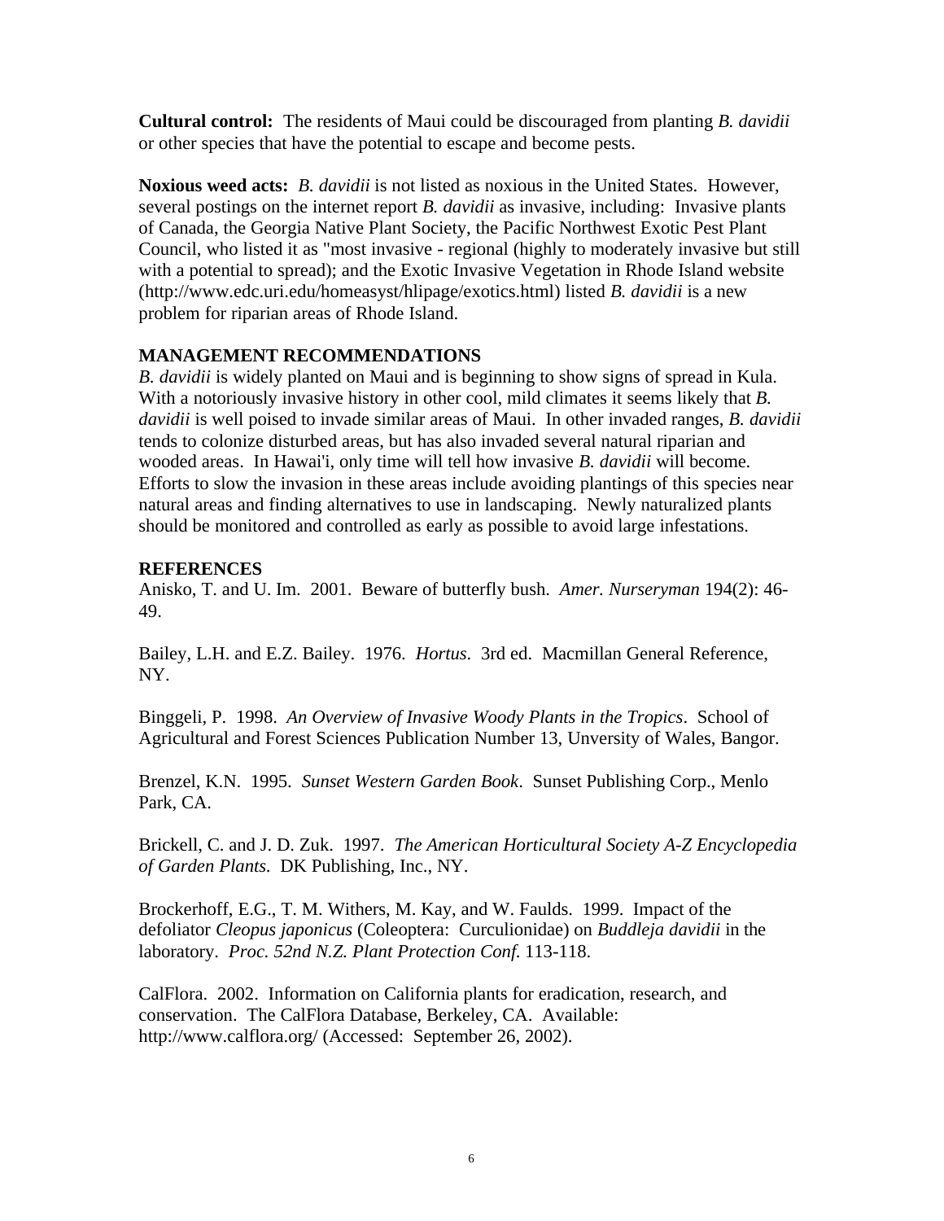**Cultural control:** The residents of Maui could be discouraged from planting *B. davidii* or other species that have the potential to escape and become pests.

**Noxious weed acts:** *B. davidii* is not listed as noxious in the United States. However, several postings on the internet report *B. davidii* as invasive, including: Invasive plants of Canada, the Georgia Native Plant Society, the Pacific Northwest Exotic Pest Plant Council, who listed it as "most invasive - regional (highly to moderately invasive but still with a potential to spread); and the Exotic Invasive Vegetation in Rhode Island website (http://www.edc.uri.edu/homeasyst/hlipage/exotics.html) listed *B. davidii* is a new problem for riparian areas of Rhode Island.

## MANAGEMENT RECOMMENDATIONS

*B. davidii* is widely planted on Maui and is beginning to show signs of spread in Kula. With a notoriously invasive history in other cool, mild climates it seems likely that *B. davidii* is well poised to invade similar areas of Maui. In other invaded ranges, *B. davidii* tends to colonize disturbed areas, but has also invaded several natural riparian and wooded areas. In Hawai'i, only time will tell how invasive *B. davidii* will become. Efforts to slow the invasion in these areas include avoiding plantings of this species near natural areas and finding alternatives to use in landscaping. Newly naturalized plants should be monitored and controlled as early as possible to avoid large infestations.

## REFERENCES

Anisko, T. and U. Im. 2001. Beware of butterfly bush. *Amer. Nurseryman* 194(2): 46-49.

Bailey, L.H. and E.Z. Bailey. 1976. *Hortus*. 3rd ed. Macmillan General Reference, NY.

Binggeli, P. 1998. *An Overview of Invasive Woody Plants in the Tropics*. School of Agricultural and Forest Sciences Publication Number 13, Unversity of Wales, Bangor.

Brenzel, K.N. 1995. *Sunset Western Garden Book*. Sunset Publishing Corp., Menlo Park, CA.

Brickell, C. and J. D. Zuk. 1997. *The American Horticultural Society A-Z Encyclopedia of Garden Plants.* DK Publishing, Inc., NY.

Brockerhoff, E.G., T. M. Withers, M. Kay, and W. Faulds. 1999. Impact of the defoliator *Cleopus japonicus* (Coleoptera: Curculionidae) on *Buddleja davidii* in the laboratory. *Proc. 52nd N.Z. Plant Protection Conf.* 113-118.

CalFlora. 2002. Information on California plants for eradication, research, and conservation. The CalFlora Database, Berkeley, CA. Available: http://www.calflora.org/ (Accessed: September 26, 2002).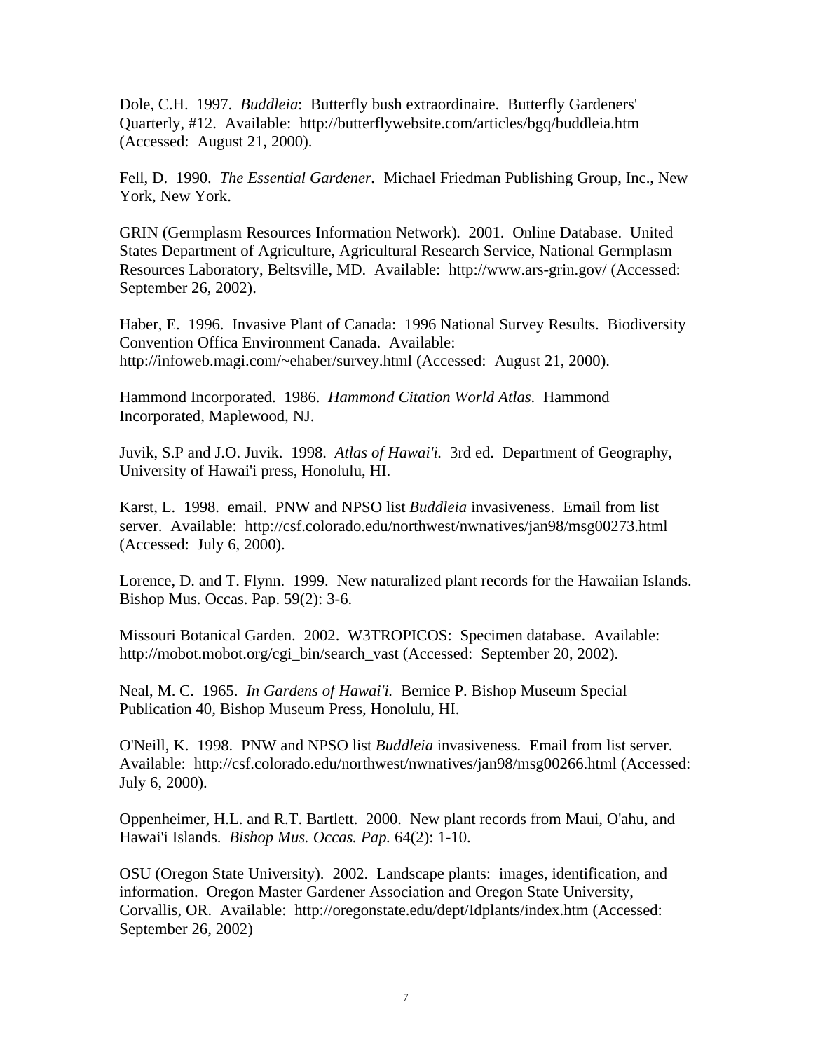Dole, C.H. 1997. *Buddleia*: Butterfly bush extraordinaire. Butterfly Gardeners' Quarterly, #12. Available: http://butterflywebsite.com/articles/bgq/buddleia.htm (Accessed: August 21, 2000).

Fell, D. 1990. *The Essential Gardener.* Michael Friedman Publishing Group, Inc., New York, New York.

GRIN (Germplasm Resources Information Network). 2001. Online Database. United States Department of Agriculture, Agricultural Research Service, National Germplasm Resources Laboratory, Beltsville, MD. Available: http://www.ars-grin.gov/ (Accessed: September 26, 2002).

Haber, E. 1996. Invasive Plant of Canada: 1996 National Survey Results. Biodiversity Convention Offica Environment Canada. Available: http://infoweb.magi.com/~ehaber/survey.html (Accessed: August 21, 2000).

Hammond Incorporated. 1986. *Hammond Citation World Atlas*. Hammond Incorporated, Maplewood, NJ.

Juvik, S.P and J.O. Juvik. 1998. *Atlas of Hawai'i.* 3rd ed. Department of Geography, University of Hawai'i press, Honolulu, HI.

Karst, L. 1998. email. PNW and NPSO list *Buddleia* invasiveness. Email from list server. Available: http://csf.colorado.edu/northwest/nwnatives/jan98/msg00273.html (Accessed: July 6, 2000).

Lorence, D. and T. Flynn. 1999. New naturalized plant records for the Hawaiian Islands. Bishop Mus. Occas. Pap. 59(2): 3-6.

Missouri Botanical Garden. 2002. W3TROPICOS: Specimen database. Available: http://mobot.mobot.org/cgi_bin/search_vast (Accessed: September 20, 2002).

Neal, M. C. 1965. *In Gardens of Hawai'i.* Bernice P. Bishop Museum Special Publication 40, Bishop Museum Press, Honolulu, HI.

O'Neill, K. 1998. PNW and NPSO list *Buddleia* invasiveness. Email from list server. Available: http://csf.colorado.edu/northwest/nwnatives/jan98/msg00266.html (Accessed: July 6, 2000).

Oppenheimer, H.L. and R.T. Bartlett. 2000. New plant records from Maui, O'ahu, and Hawai'i Islands. *Bishop Mus. Occas. Pap.* 64(2): 1-10.

OSU (Oregon State University). 2002. Landscape plants: images, identification, and information. Oregon Master Gardener Association and Oregon State University, Corvallis, OR. Available: http://oregonstate.edu/dept/Idplants/index.htm (Accessed: September 26, 2002)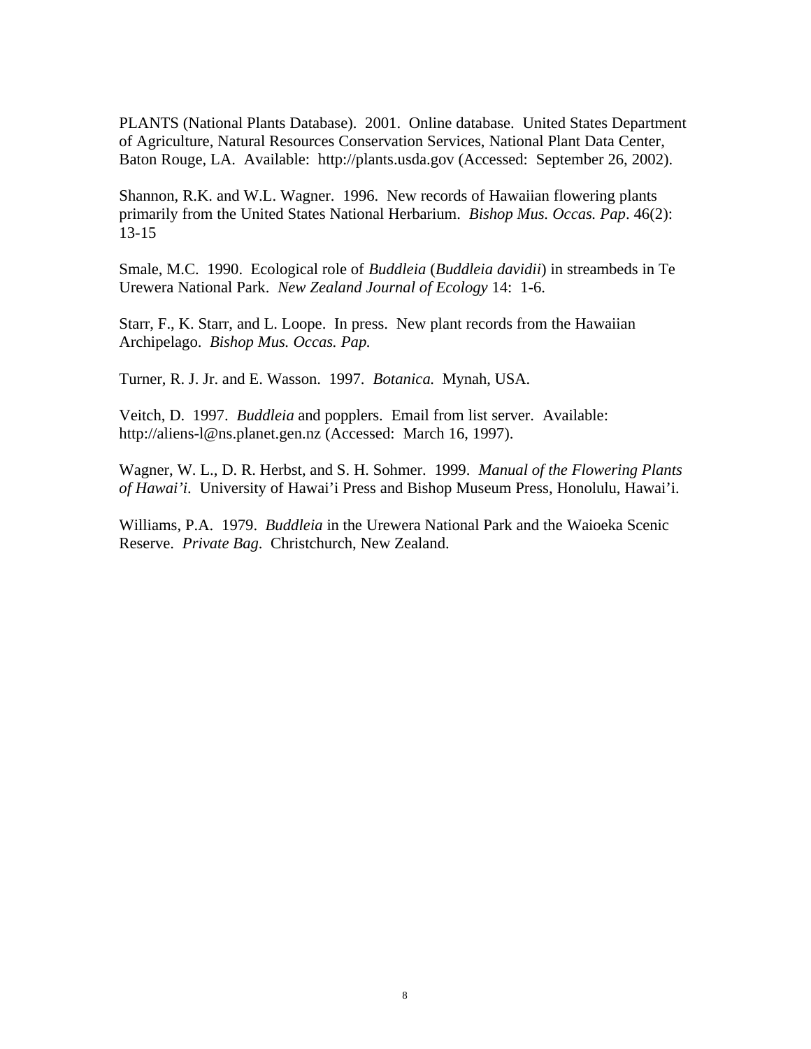PLANTS (National Plants Database). 2001. Online database. United States Department of Agriculture, Natural Resources Conservation Services, National Plant Data Center, Baton Rouge, LA. Available: http://plants.usda.gov (Accessed: September 26, 2002).

Shannon, R.K. and W.L. Wagner. 1996. New records of Hawaiian flowering plants primarily from the United States National Herbarium. *Bishop Mus. Occas. Pap*. 46(2): 13-15

Smale, M.C. 1990. Ecological role of *Buddleia* (*Buddleia davidii*) in streambeds in Te Urewera National Park. *New Zealand Journal of Ecology* 14: 1-6.

Starr, F., K. Starr, and L. Loope. In press. New plant records from the Hawaiian Archipelago. *Bishop Mus. Occas. Pap.*

Turner, R. J. Jr. and E. Wasson. 1997. *Botanica.* Mynah, USA.

Veitch, D. 1997. *Buddleia* and popplers. Email from list server. Available: http://aliens-l@ns.planet.gen.nz (Accessed: March 16, 1997).

Wagner, W. L., D. R. Herbst, and S. H. Sohmer. 1999. *Manual of the Flowering Plants of Hawai'i*. University of Hawai'i Press and Bishop Museum Press, Honolulu, Hawai'i.

Williams, P.A. 1979. *Buddleia* in the Urewera National Park and the Waioeka Scenic Reserve. *Private Bag*. Christchurch, New Zealand.